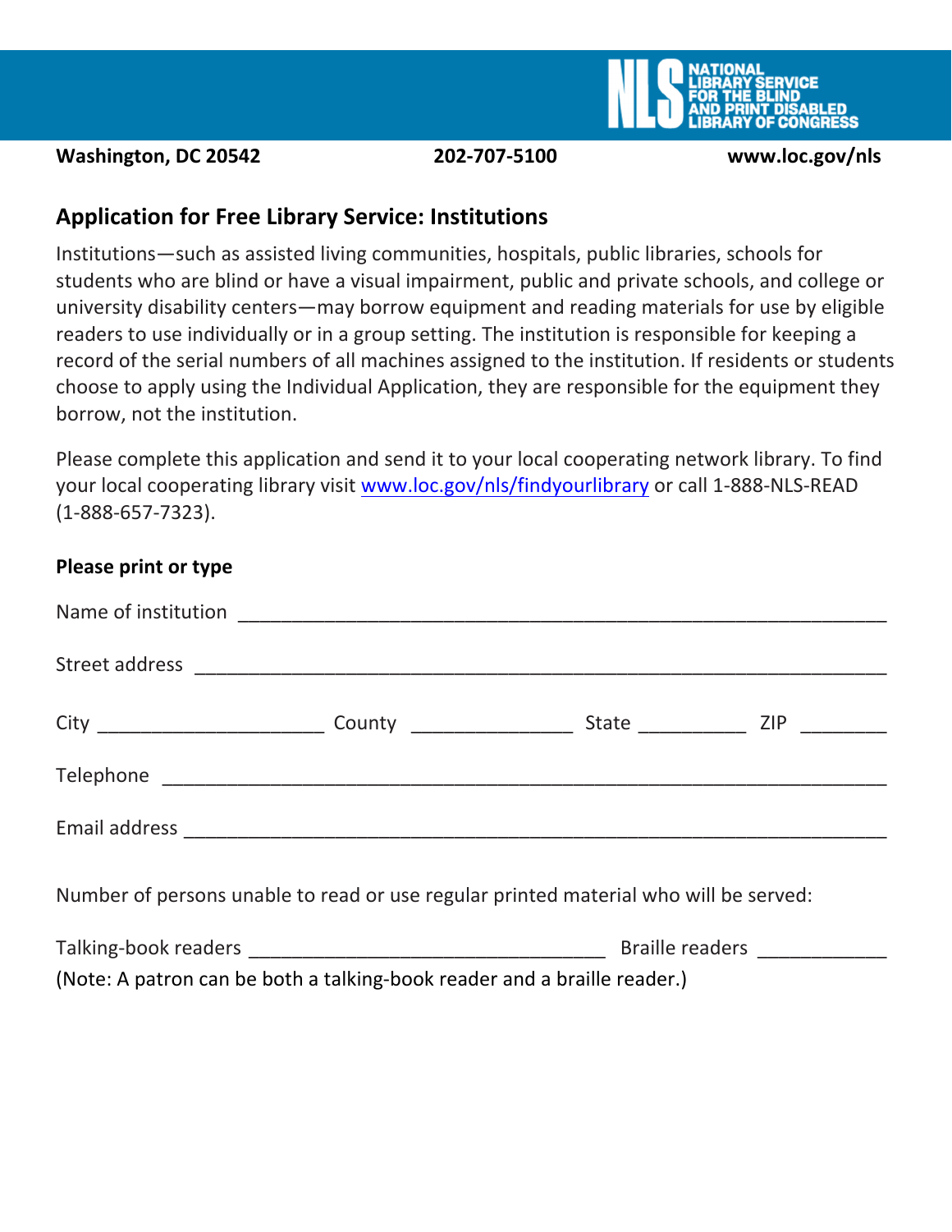NATIONAL LIBRARY SERVICE FOR THE BLIND AND PRINT DISABLED
LIBRARY OF CONGRESS

**Washington, DC 20542** **202-707-5100** **www.loc.gov/nls**

## Application for Free Library Service: Institutions

Institutions—such as assisted living communities, hospitals, public libraries, schools for students who are blind or have a visual impairment, public and private schools, and college or university disability centers—may borrow equipment and reading materials for use by eligible readers to use individually or in a group setting. The institution is responsible for keeping a record of the serial numbers of all machines assigned to the institution. If residents or students choose to apply using the Individual Application, they are responsible for the equipment they borrow, not the institution.

Please complete this application and send it to your local cooperating network library. To find your local cooperating library visit [www.loc.gov/nls/findyourlibrary](www.loc.gov/nls/findyourlibrary) or call 1-888-NLS-READ (1-888-657-7323).

**Please print or type**

Name of institution ____________________________________________

Street address ____________________________________________

City ____________________ County ________________ State __________ ZIP ________

Telephone ____________________________________________

Email address ____________________________________________

Number of persons unable to read or use regular printed material who will be served:

Talking-book readers ______________________________ Braille readers ____________

(Note: A patron can be both a talking-book reader and a braille reader.)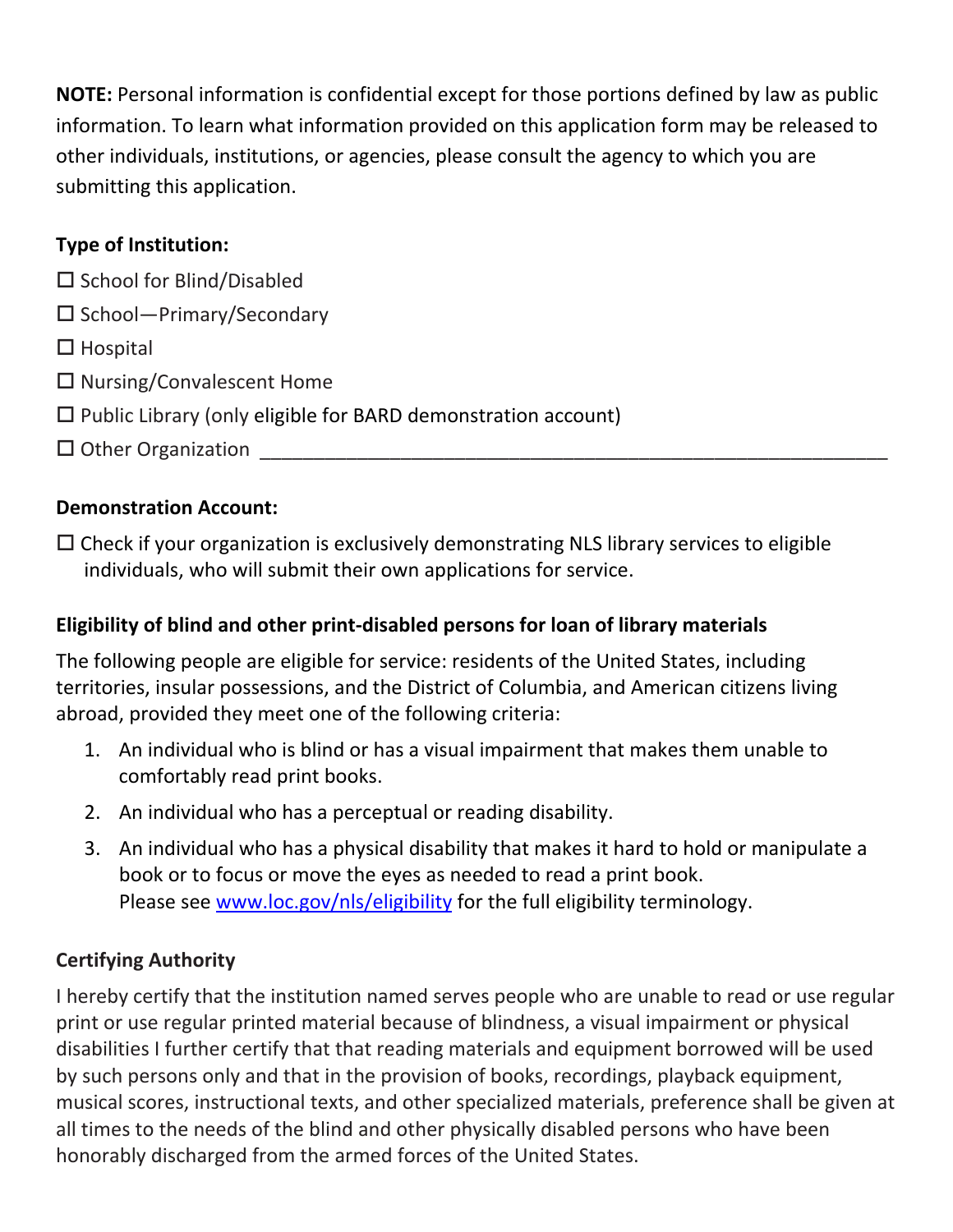**NOTE:** Personal information is confidential except for those portions defined by law as public information. To learn what information provided on this application form may be released to other individuals, institutions, or agencies, please consult the agency to which you are submitting this application.

**Type of Institution:**

☐ School for Blind/Disabled

☐ School—Primary/Secondary

☐ Hospital

☐ Nursing/Convalescent Home

☐ Public Library (only eligible for BARD demonstration account)

☐ Other Organization ____________________________________________________________

**Demonstration Account:**

☐ Check if your organization is exclusively demonstrating NLS library services to eligible individuals, who will submit their own applications for service.

**Eligibility of blind and other print-disabled persons for loan of library materials**

The following people are eligible for service: residents of the United States, including territories, insular possessions, and the District of Columbia, and American citizens living abroad, provided they meet one of the following criteria:

1. An individual who is blind or has a visual impairment that makes them unable to comfortably read print books.
2. An individual who has a perceptual or reading disability.
3. An individual who has a physical disability that makes it hard to hold or manipulate a book or to focus or move the eyes as needed to read a print book.
   Please see www.loc.gov/nls/eligibility for the full eligibility terminology.

**Certifying Authority**

I hereby certify that the institution named serves people who are unable to read or use regular print or use regular printed material because of blindness, a visual impairment or physical disabilities I further certify that that reading materials and equipment borrowed will be used by such persons only and that in the provision of books, recordings, playback equipment, musical scores, instructional texts, and other specialized materials, preference shall be given at all times to the needs of the blind and other physically disabled persons who have been honorably discharged from the armed forces of the United States.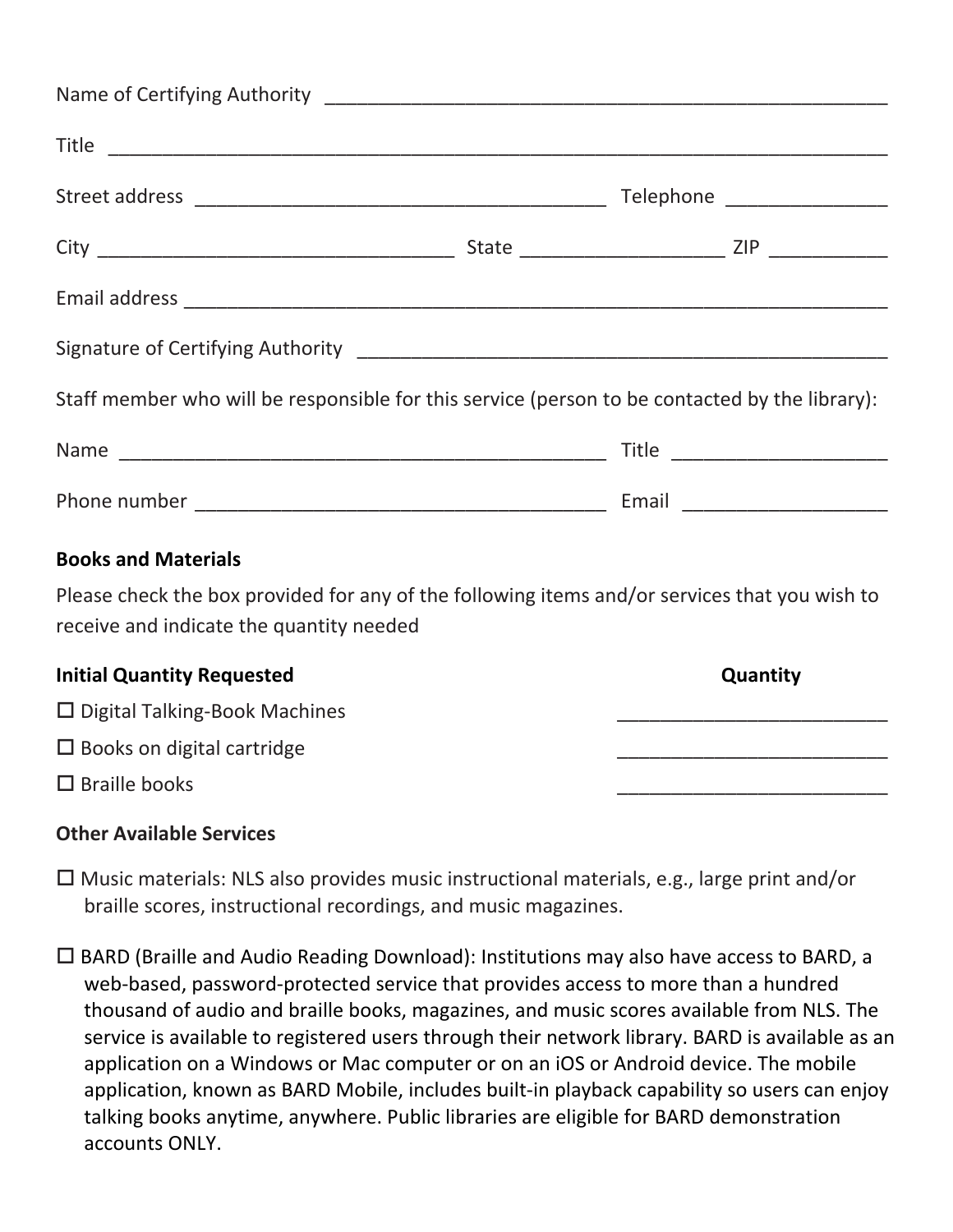Name of Certifying Authority ______________________________________________________

Title ________________________________________________________________________

Street address ______________________________________ Telephone _______________

City _________________________________ State ___________________ ZIP ___________

Email address _________________________________________________________________

Signature of Certifying Authority ___________________________________________________

Staff member who will be responsible for this service (person to be contacted by the library):

Name _______________________________________________ Title _____________________

Phone number _______________________________________ Email ____________________

**Books and Materials**

Please check the box provided for any of the following items and/or services that you wish to receive and indicate the quantity needed

| **Initial Quantity Requested** | **Quantity** |
|---|---|
| ☐ Digital Talking-Book Machines | _________________________ |
| ☐ Books on digital cartridge | _________________________ |
| ☐ Braille books | _________________________ |

**Other Available Services**

☐ Music materials: NLS also provides music instructional materials, e.g., large print and/or braille scores, instructional recordings, and music magazines.

☐ BARD (Braille and Audio Reading Download): Institutions may also have access to BARD, a web-based, password-protected service that provides access to more than a hundred thousand of audio and braille books, magazines, and music scores available from NLS. The service is available to registered users through their network library. BARD is available as an application on a Windows or Mac computer or on an iOS or Android device. The mobile application, known as BARD Mobile, includes built-in playback capability so users can enjoy talking books anytime, anywhere. Public libraries are eligible for BARD demonstration accounts ONLY.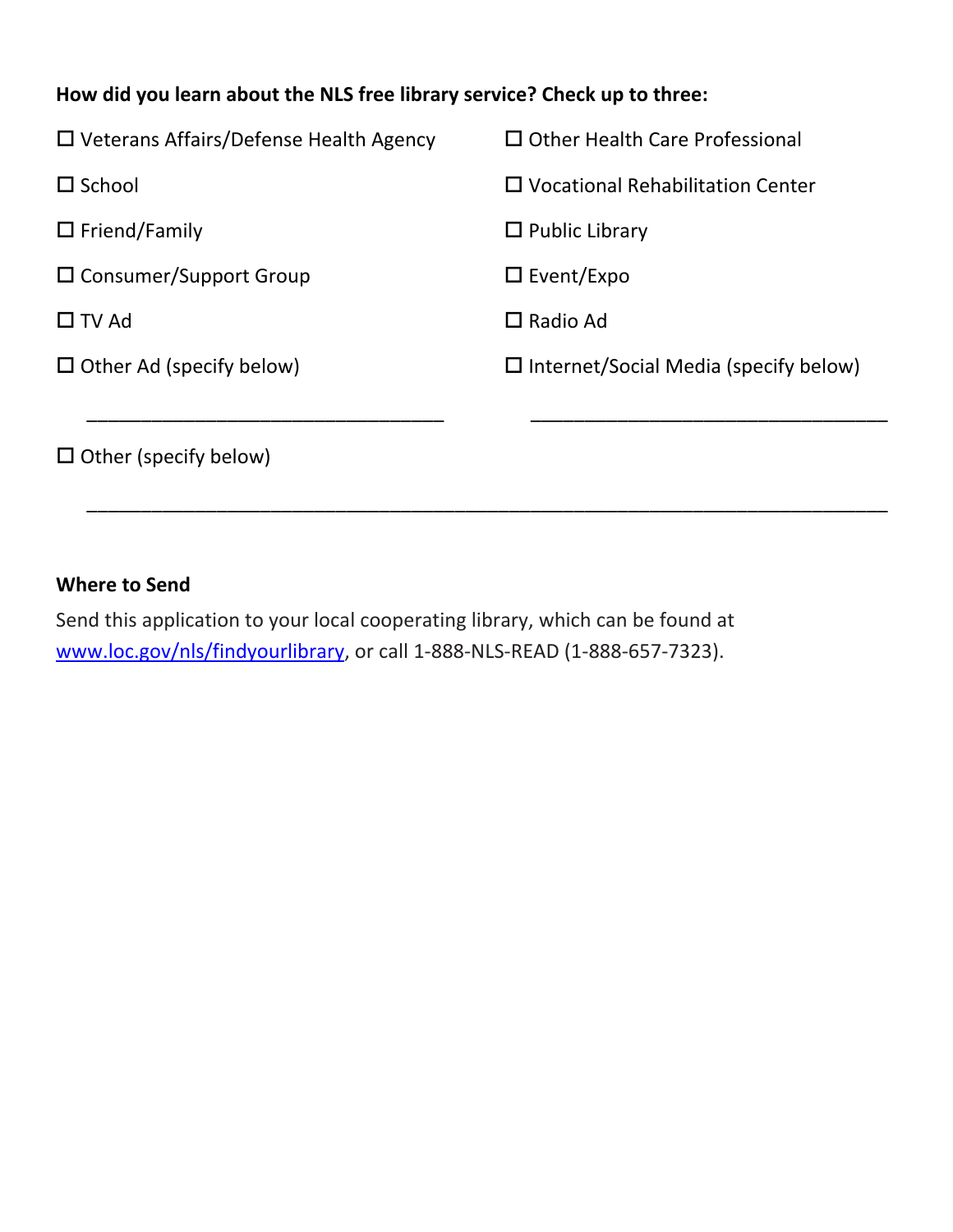**How did you learn about the NLS free library service? Check up to three:**

☐ Veterans Affairs/Defense Health Agency

☐ Other Health Care Professional

☐ School

☐ Vocational Rehabilitation Center

☐ Friend/Family

☐ Public Library

☐ Consumer/Support Group

☐ Event/Expo

☐ TV Ad

☐ Radio Ad

☐ Other Ad (specify below)

__________________________________

☐ Internet/Social Media (specify below)

__________________________________

☐ Other (specify below)

____________________________________________________________________________

**Where to Send**

Send this application to your local cooperating library, which can be found at [www.loc.gov/nls/findyourlibrary](http://www.loc.gov/nls/findyourlibrary), or call 1-888-NLS-READ (1-888-657-7323).